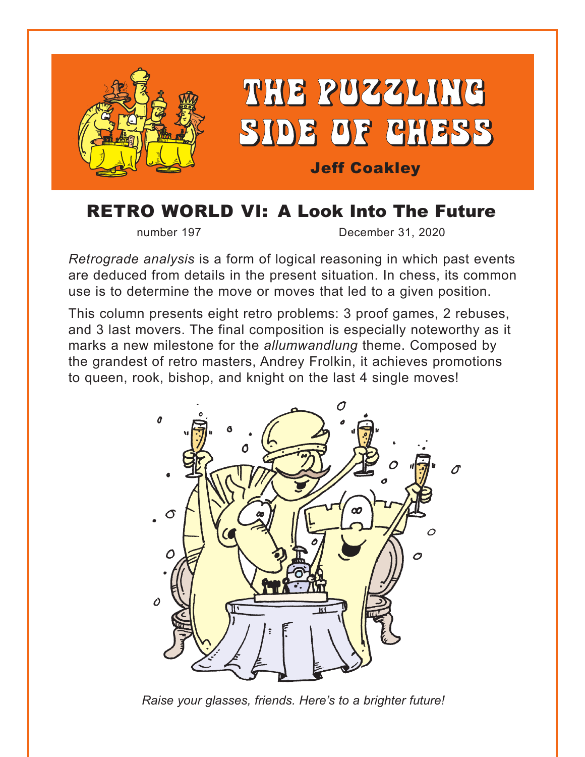# THE PUZZLING SIDE OF CHESS

**Jeff Coakley**

## RETRO WORLD VI: A Look Into The Future

number 197 December 31, 2020

*Retrograde analysis* is a form of logical reasoning in which past events are deduced from details in the present situation. In chess, its common use is to determine the move or moves that led to a given position.

This column presents eight retro problems: 3 proof games, 2 rebuses, and 3 last movers. The final composition is especially noteworthy as it marks a new milestone for the *allumwandlung* theme. Composed by the grandest of retro masters, Andrey Frolkin, it achieves promotions to queen, rook, bishop, and knight on the last 4 single moves!

*Raise your glasses, friends. Here's to a brighter future!*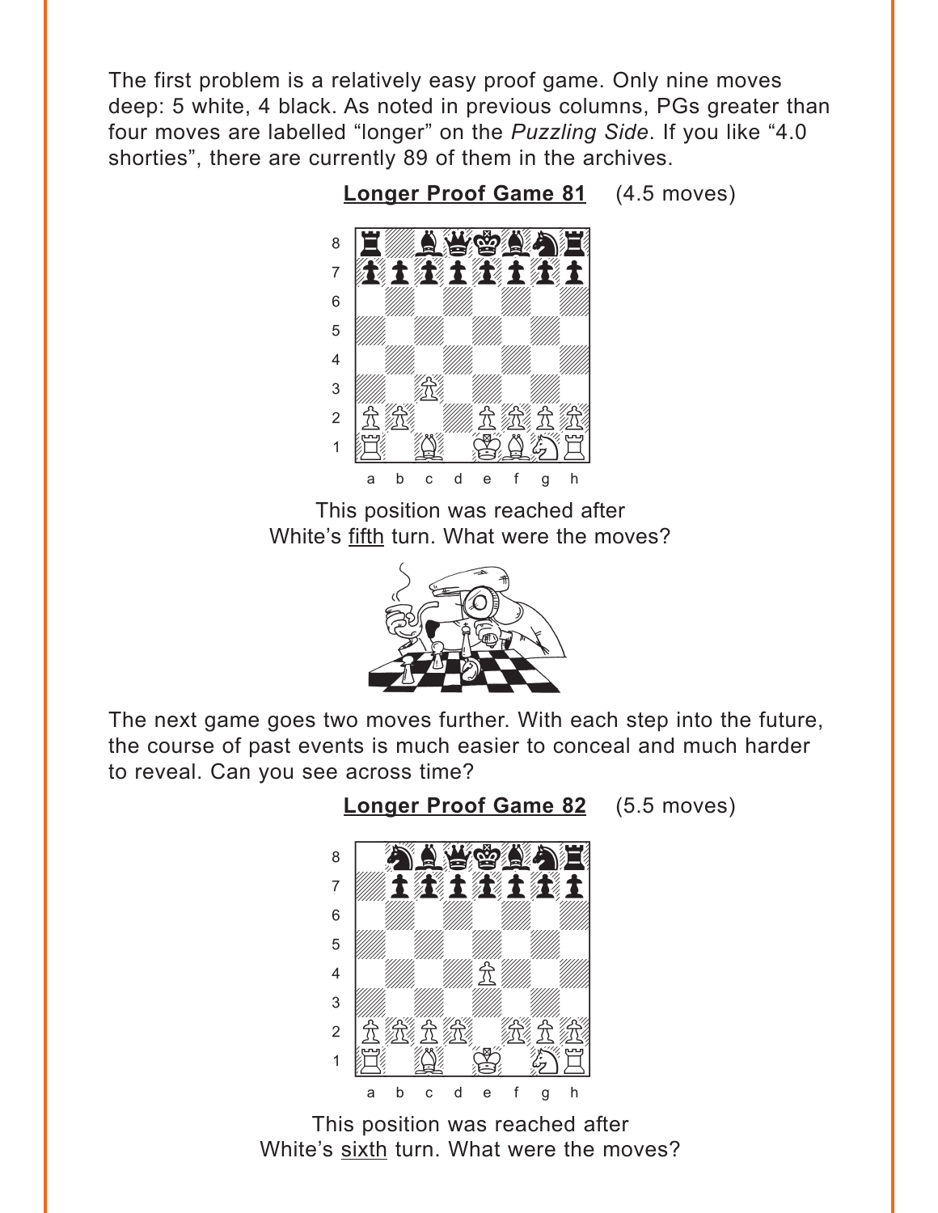The first problem is a relatively easy proof game. Only nine moves deep: 5 white, 4 black. As noted in previous columns, PGs greater than four moves are labelled "longer" on the *Puzzling Side*. If you like "4.0 shorties", there are currently 89 of them in the archives.

**Longer Proof Game 81** (4.5 moves)

This position was reached after White's <u>fifth</u> turn. What were the moves?

The next game goes two moves further. With each step into the future, the course of past events is much easier to conceal and much harder to reveal. Can you see across time?

**Longer Proof Game 82** (5.5 moves)

This position was reached after White's <u>sixth</u> turn. What were the moves?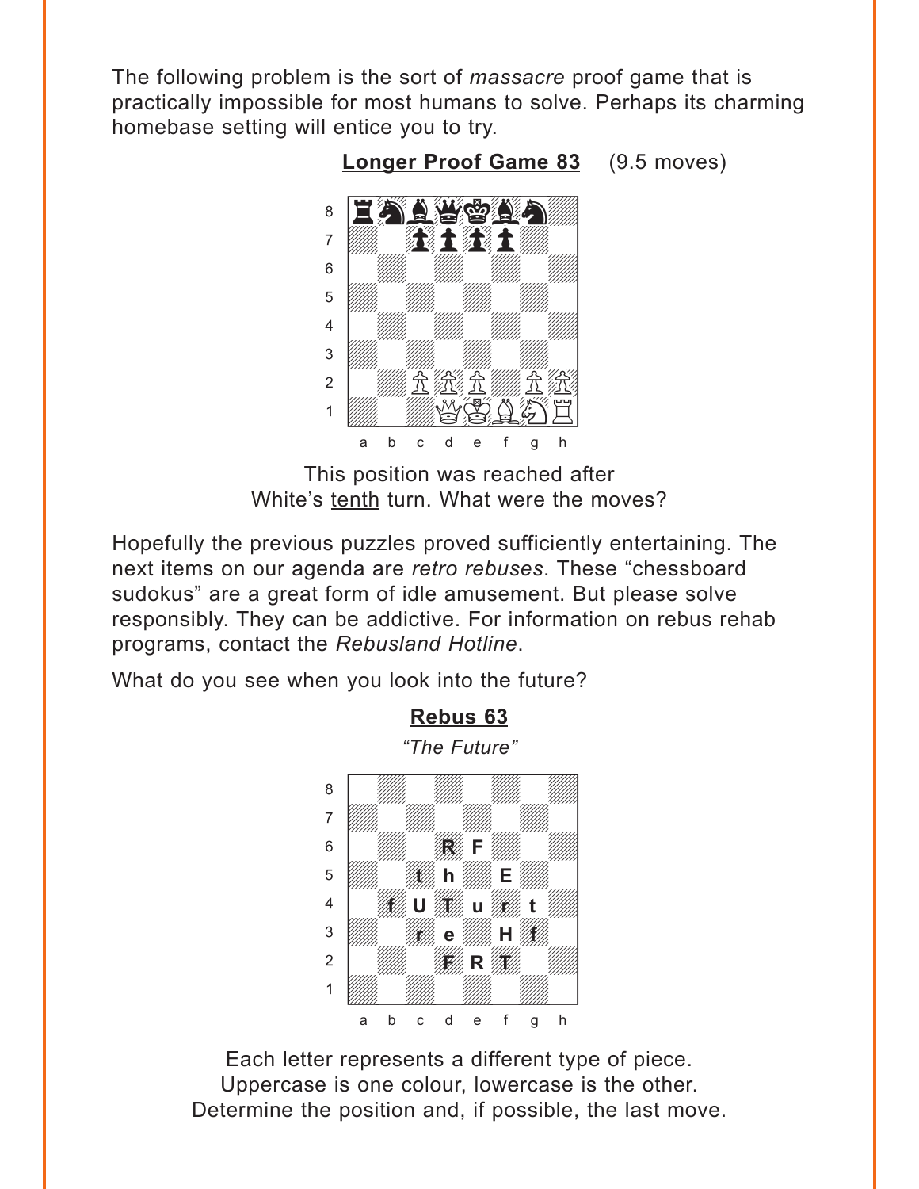The following problem is the sort of *massacre* proof game that is practically impossible for most humans to solve. Perhaps its charming homebase setting will entice you to try.

**Longer Proof Game 83** (9.5 moves)

This position was reached after White's tenth turn. What were the moves?

Hopefully the previous puzzles proved sufficiently entertaining. The next items on our agenda are *retro rebuses*. These "chessboard sudokus" are a great form of idle amusement. But please solve responsibly. They can be addictive. For information on rebus rehab programs, contact the *Rebusland Hotline*.

What do you see when you look into the future?

**Rebus 63**

*"The Future"*

Each letter represents a different type of piece.
Uppercase is one colour, lowercase is the other.
Determine the position and, if possible, the last move.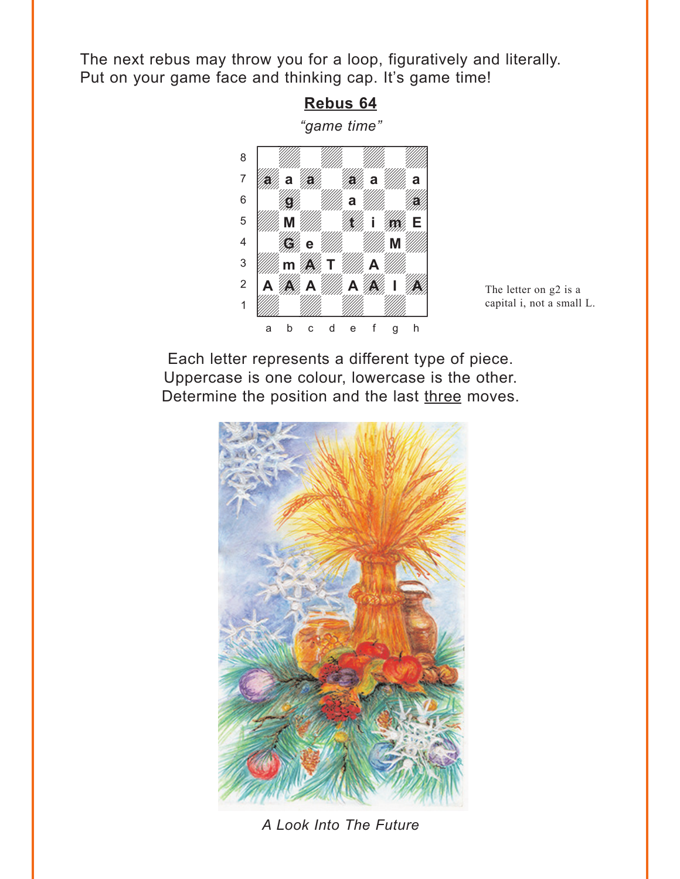The next rebus may throw you for a loop, figuratively and literally. Put on your game face and thinking cap. It's game time!

## Rebus 64

*"game time"*

| | a | b | c | d | e | f | g | h |
|---|---|---|---|---|---|---|---|---|
| 8 | | | | | | | | |
| 7 | a | a | a | | a | a | | a |
| 6 | | g | | | a | | | a |
| 5 | | M | | | t | i | m | E |
| 4 | | G | e | | | | M | |
| 3 | | m | A | T | | A | | |
| 2 | A | A | A | | A | A | I | A |
| 1 | | | | | | | | |

The letter on g2 is a capital i, not a small L.

Each letter represents a different type of piece.
Uppercase is one colour, lowercase is the other.
Determine the position and the last three moves.

*A Look Into The Future*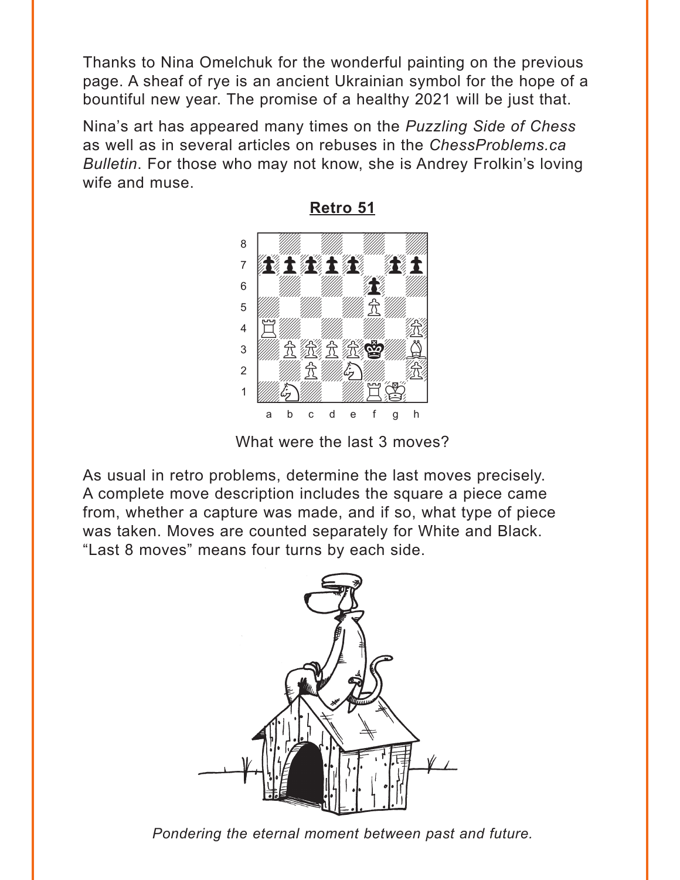Thanks to Nina Omelchuk for the wonderful painting on the previous page. A sheaf of rye is an ancient Ukrainian symbol for the hope of a bountiful new year. The promise of a healthy 2021 will be just that.

Nina's art has appeared many times on the *Puzzling Side of Chess* as well as in several articles on rebuses in the *ChessProblems.ca Bulletin*. For those who may not know, she is Andrey Frolkin's loving wife and muse.

## Retro 51

What were the last 3 moves?

As usual in retro problems, determine the last moves precisely. A complete move description includes the square a piece came from, whether a capture was made, and if so, what type of piece was taken. Moves are counted separately for White and Black. "Last 8 moves" means four turns by each side.

*Pondering the eternal moment between past and future.*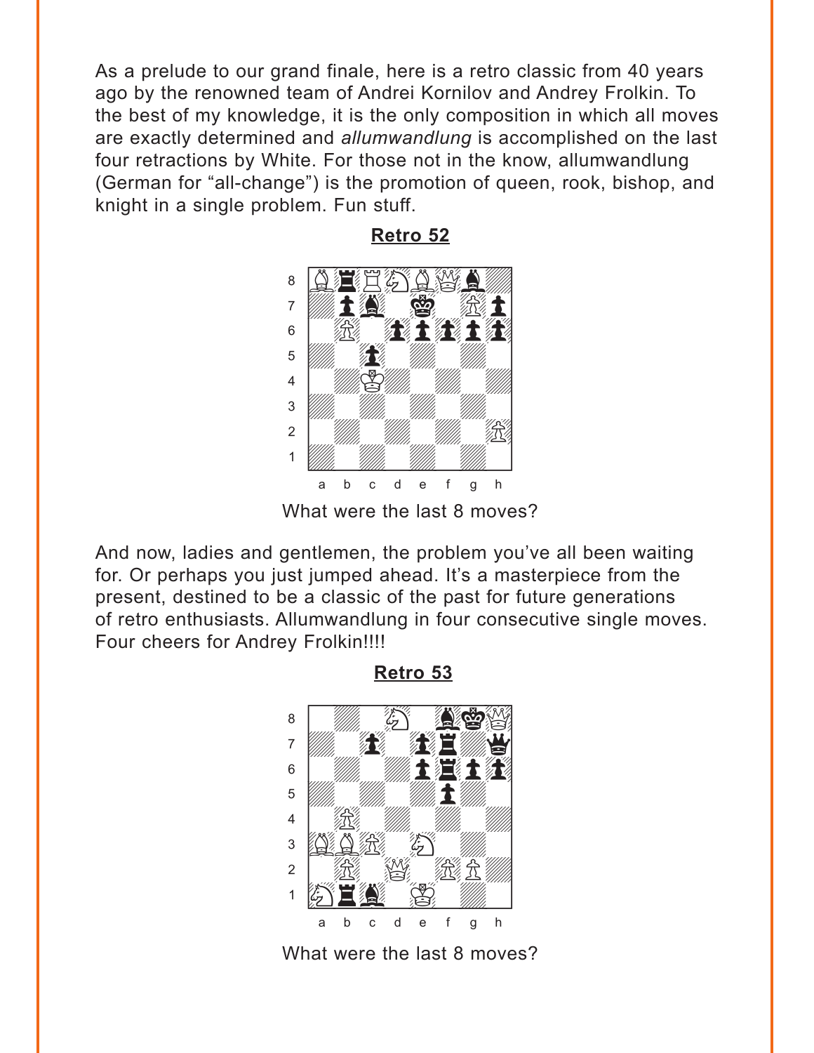As a prelude to our grand finale, here is a retro classic from 40 years ago by the renowned team of Andrei Kornilov and Andrey Frolkin. To the best of my knowledge, it is the only composition in which all moves are exactly determined and *allumwandlung* is accomplished on the last four retractions by White. For those not in the know, allumwandlung (German for "all-change") is the promotion of queen, rook, bishop, and knight in a single problem. Fun stuff.

**Retro 52**

What were the last 8 moves?

And now, ladies and gentlemen, the problem you've all been waiting for. Or perhaps you just jumped ahead. It's a masterpiece from the present, destined to be a classic of the past for future generations of retro enthusiasts. Allumwandlung in four consecutive single moves. Four cheers for Andrey Frolkin!!!!

**Retro 53**

What were the last 8 moves?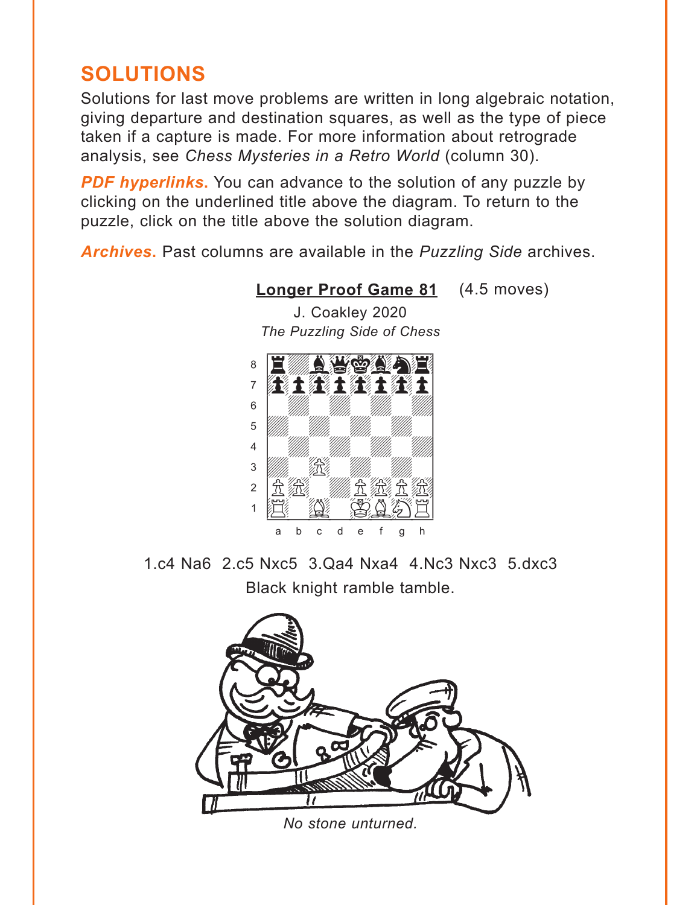## SOLUTIONS

Solutions for last move problems are written in long algebraic notation, giving departure and destination squares, as well as the type of piece taken if a capture is made. For more information about retrograde analysis, see *Chess Mysteries in a Retro World* (column 30).

***PDF hyperlinks***. You can advance to the solution of any puzzle by clicking on the underlined title above the diagram. To return to the puzzle, click on the title above the solution diagram.

***Archives***. Past columns are available in the *Puzzling Side* archives.

**Longer Proof Game 81** (4.5 moves)

J. Coakley 2020

*The Puzzling Side of Chess*

1.c4 Na6 2.c5 Nxc5 3.Qa4 Nxa4 4.Nc3 Nxc3 5.dxc3

Black knight ramble tamble.

*No stone unturned.*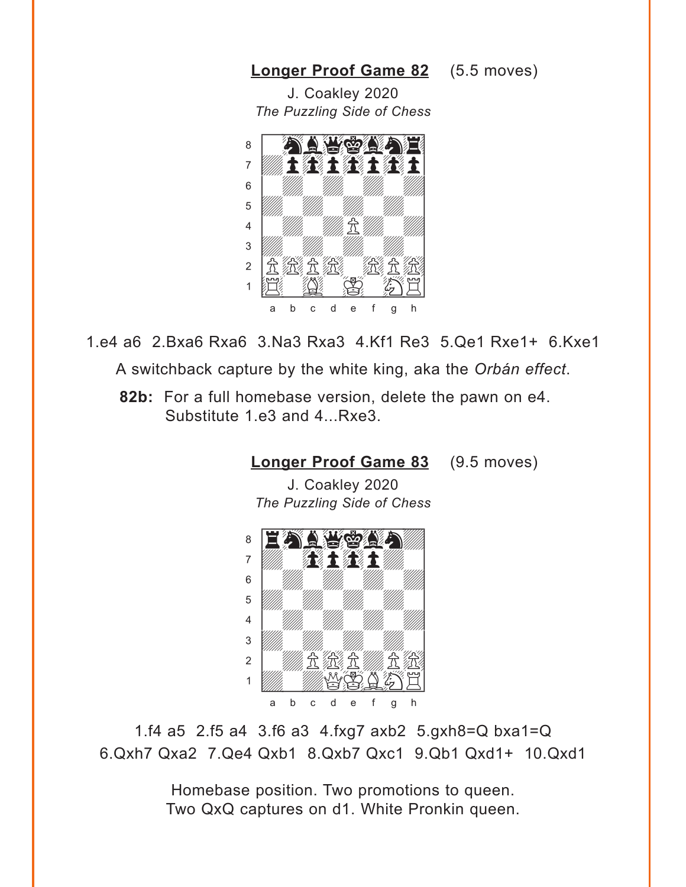**Longer Proof Game 82** (5.5 moves)

J. Coakley 2020

*The Puzzling Side of Chess*

1.e4 a6 2.Bxa6 Rxa6 3.Na3 Rxa3 4.Kf1 Re3 5.Qe1 Rxe1+ 6.Kxe1

A switchback capture by the white king, aka the *Orbán effect*.

**82b:** For a full homebase version, delete the pawn on e4. Substitute 1.e3 and 4...Rxe3.

**Longer Proof Game 83** (9.5 moves)

J. Coakley 2020

*The Puzzling Side of Chess*

1.f4 a5 2.f5 a4 3.f6 a3 4.fxg7 axb2 5.gxh8=Q bxa1=Q 6.Qxh7 Qxa2 7.Qe4 Qxb1 8.Qxb7 Qxc1 9.Qb1 Qxd1+ 10.Qxd1

Homebase position. Two promotions to queen. Two QxQ captures on d1. White Pronkin queen.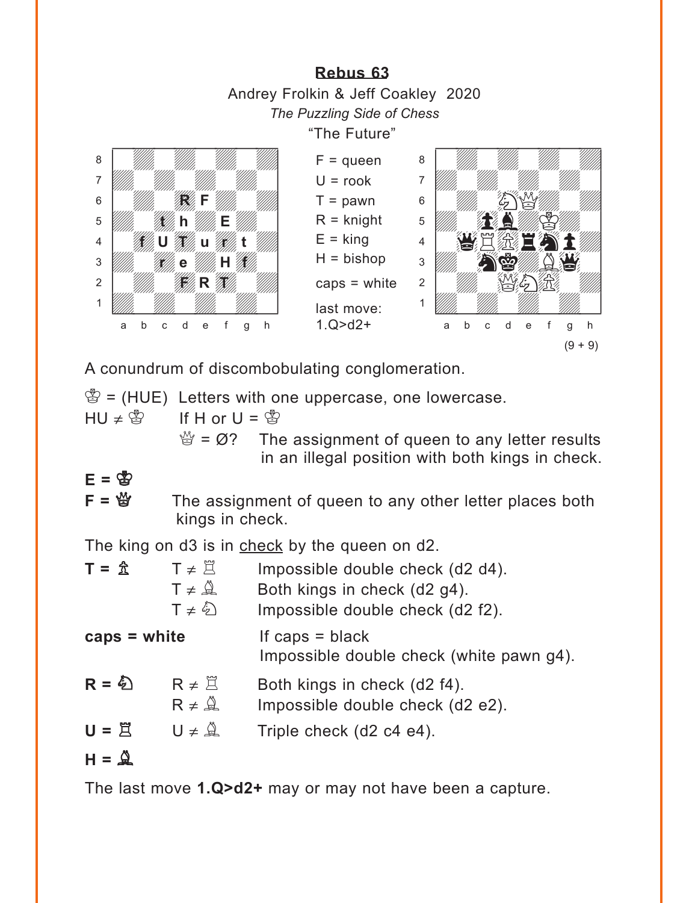## Rebus 63

Andrey Frolkin & Jeff Coakley 2020

*The Puzzling Side of Chess*

"The Future"

F = queen
U = rook
T = pawn
R = knight
E = king
H = bishop
caps = white

last move:
1.Q>d2+

(9 + 9)

A conundrum of discombobulating conglomeration.

♔ = (HUE) Letters with one uppercase, one lowercase.

HU ≠ ♔ If H or U = ♔

♕ = Ø? The assignment of queen to any letter results in an illegal position with both kings in check.

**E = ♔**

**F = ♕** The assignment of queen to any other letter places both kings in check.

The king on d3 is in check by the queen on d2.

**T = ♙**
- T ≠ ♖ Impossible double check (d2 d4).
- T ≠ ♗ Both kings in check (d2 g4).
- T ≠ ♘ Impossible double check (d2 f2).

**caps = white** If caps = black
Impossible double check (white pawn g4).

**R = ♘**
- R ≠ ♖ Both kings in check (d2 f4).
- R ≠ ♗ Impossible double check (d2 e2).

**U = ♖**
- U ≠ ♗ Triple check (d2 c4 e4).

**H = ♗**

The last move **1.Q>d2+** may or may not have been a capture.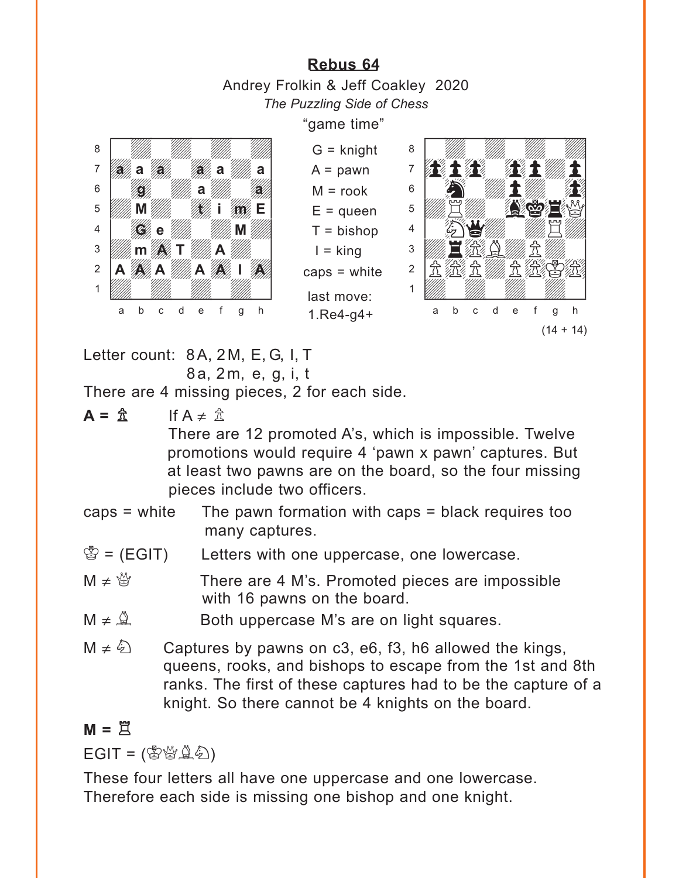## Rebus 64

Andrey Frolkin & Jeff Coakley 2020

*The Puzzling Side of Chess*

"game time"

G = knight
A = pawn
M = rook
E = queen
T = bishop
I = king
caps = white

last move:
1.Re4-g4+

(14 + 14)

Letter count: 8A, 2M, E, G, I, T
8a, 2m, e, g, i, t

There are 4 missing pieces, 2 for each side.

**A = ♙** If A ≠ ♙
There are 12 promoted A's, which is impossible. Twelve promotions would require 4 'pawn x pawn' captures. But at least two pawns are on the board, so the four missing pieces include two officers.

caps = white The pawn formation with caps = black requires too many captures.

♔ = (EGIT) Letters with one uppercase, one lowercase.

M ≠ ♕ There are 4 M's. Promoted pieces are impossible with 16 pawns on the board.

M ≠ ♗ Both uppercase M's are on light squares.

M ≠ ♘ Captures by pawns on c3, e6, f3, h6 allowed the kings, queens, rooks, and bishops to escape from the 1st and 8th ranks. The first of these captures had to be the capture of a knight. So there cannot be 4 knights on the board.

**M = ♖**

EGIT = (♔♕♗♘)

These four letters all have one uppercase and one lowercase. Therefore each side is missing one bishop and one knight.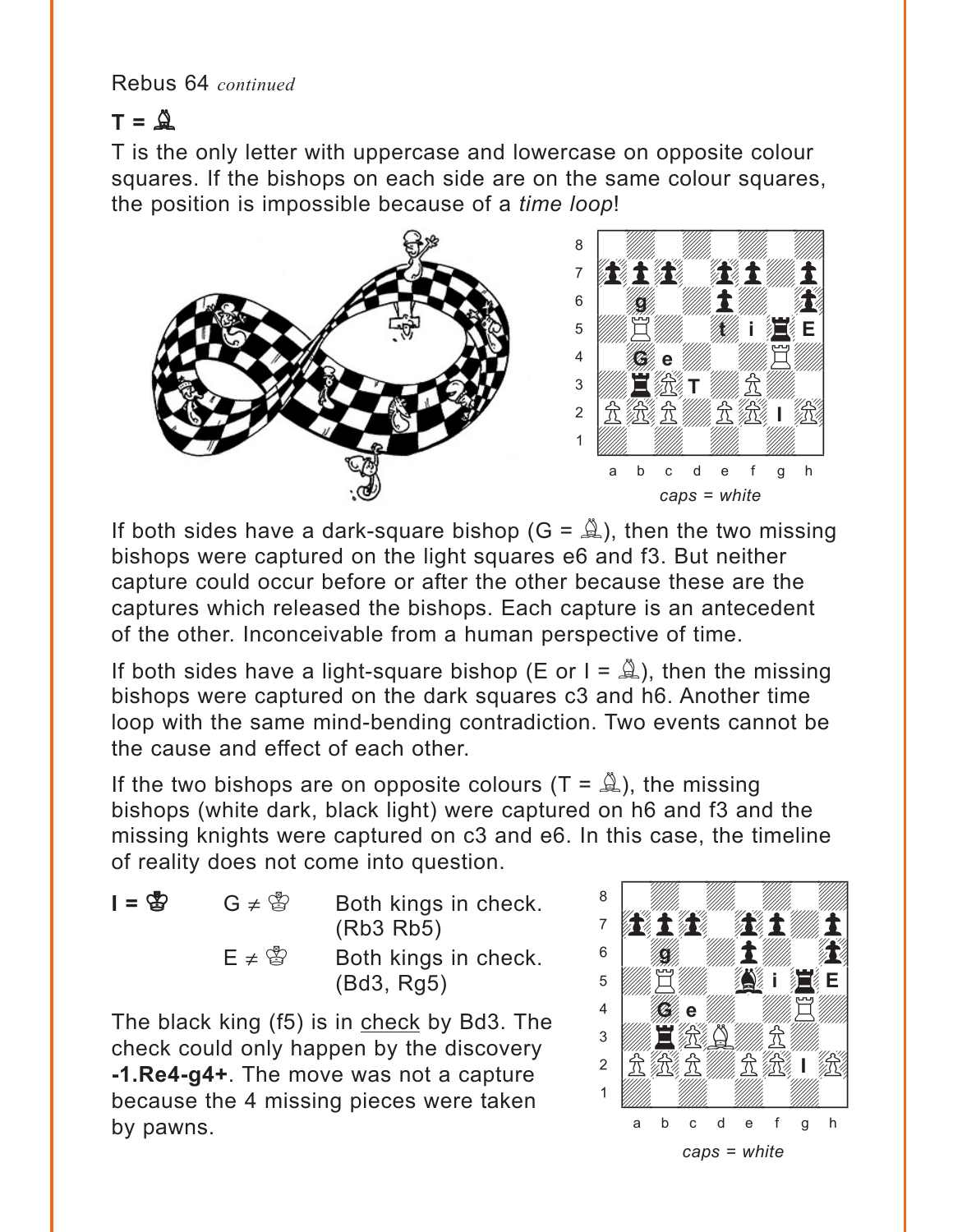Rebus 64 *continued*

**T = ♗**

T is the only letter with uppercase and lowercase on opposite colour squares. If the bishops on each side are on the same colour squares, the position is impossible because of a *time loop*!

*caps = white*

If both sides have a dark-square bishop (G = ♗), then the two missing bishops were captured on the light squares e6 and f3. But neither capture could occur before or after the other because these are the captures which released the bishops. Each capture is an antecedent of the other. Inconceivable from a human perspective of time.

If both sides have a light-square bishop (E or I = ♗), then the missing bishops were captured on the dark squares c3 and h6. Another time loop with the same mind-bending contradiction. Two events cannot be the cause and effect of each other.

If the two bishops are on opposite colours (T = ♗), the missing bishops (white dark, black light) were captured on h6 and f3 and the missing knights were captured on c3 and e6. In this case, the timeline of reality does not come into question.

| **I = ♔** | G ≠ ♔ | Both kings in check. (Rb3 Rb5) |
|---|---|---|
| | E ≠ ♔ | Both kings in check. (Bd3, Rg5) |

The black king (f5) is in check by Bd3. The check could only happen by the discovery **-1.Re4-g4+**. The move was not a capture because the 4 missing pieces were taken by pawns.

*caps = white*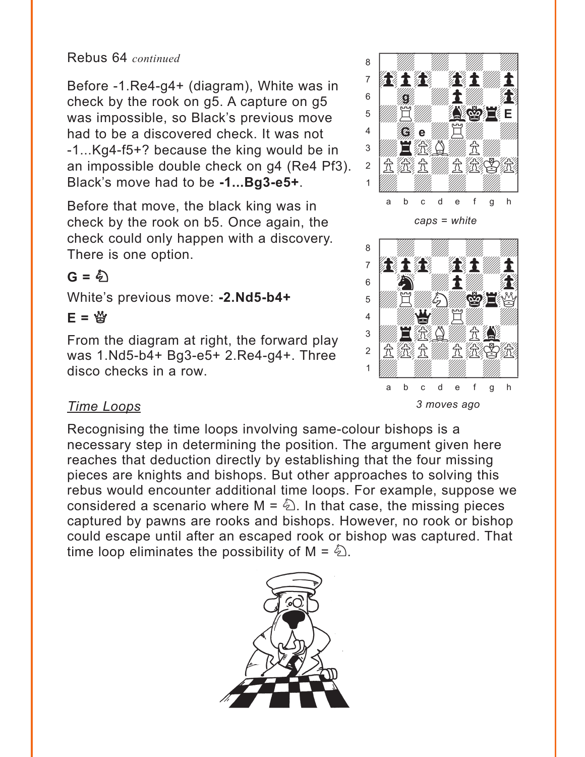Rebus 64 *continued*

Before -1.Re4-g4+ (diagram), White was in check by the rook on g5. A capture on g5 was impossible, so Black's previous move had to be a discovered check. It was not -1...Kg4-f5+? because the king would be in an impossible double check on g4 (Re4 Pf3). Black's move had to be **-1...Bg3-e5+**.

*caps = white*

Before that move, the black king was in check by the rook on b5. Once again, the check could only happen with a discovery. There is one option.

**G = ♘**

White's previous move: **-2.Nd5-b4+**

**E = ♕**

From the diagram at right, the forward play was 1.Nd5-b4+ Bg3-e5+ 2.Re4-g4+. Three disco checks in a row.

*3 moves ago*

## *Time Loops*

Recognising the time loops involving same-colour bishops is a necessary step in determining the position. The argument given here reaches that deduction directly by establishing that the four missing pieces are knights and bishops. But other approaches to solving this rebus would encounter additional time loops. For example, suppose we considered a scenario where M = ♘. In that case, the missing pieces captured by pawns are rooks and bishops. However, no rook or bishop could escape until after an escaped rook or bishop was captured. That time loop eliminates the possibility of M = ♘.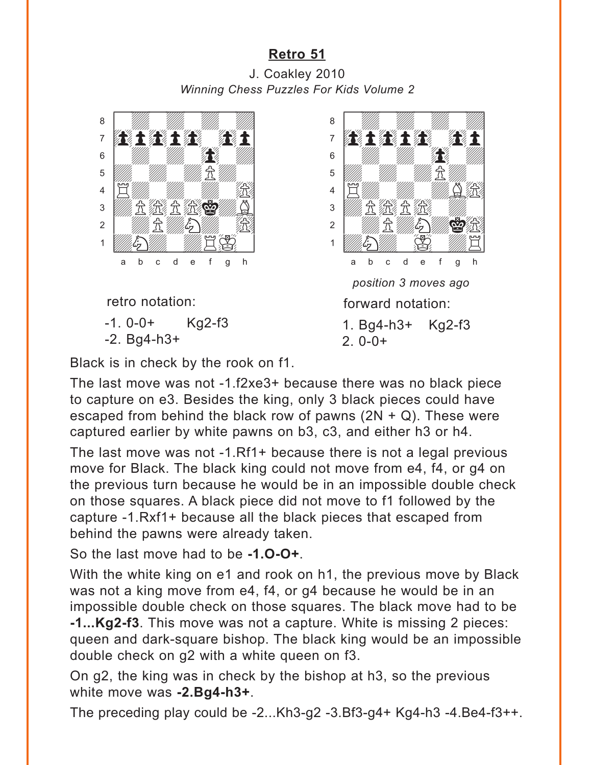## Retro 51

J. Coakley 2010
*Winning Chess Puzzles For Kids Volume 2*

retro notation:

-1. 0-0+ Kg2-f3
-2. Bg4-h3+

*position 3 moves ago*

forward notation:

1. Bg4-h3+ Kg2-f3
2. 0-0+

Black is in check by the rook on f1.

The last move was not -1.f2xe3+ because there was no black piece to capture on e3. Besides the king, only 3 black pieces could have escaped from behind the black row of pawns (2N + Q). These were captured earlier by white pawns on b3, c3, and either h3 or h4.

The last move was not -1.Rf1+ because there is not a legal previous move for Black. The black king could not move from e4, f4, or g4 on the previous turn because he would be in an impossible double check on those squares. A black piece did not move to f1 followed by the capture -1.Rxf1+ because all the black pieces that escaped from behind the pawns were already taken.

So the last move had to be **-1.O-O+**.

With the white king on e1 and rook on h1, the previous move by Black was not a king move from e4, f4, or g4 because he would be in an impossible double check on those squares. The black move had to be **-1...Kg2-f3**. This move was not a capture. White is missing 2 pieces: queen and dark-square bishop. The black king would be an impossible double check on g2 with a white queen on f3.

On g2, the king was in check by the bishop at h3, so the previous white move was **-2.Bg4-h3+**.

The preceding play could be -2...Kh3-g2 -3.Bf3-g4+ Kg4-h3 -4.Be4-f3++.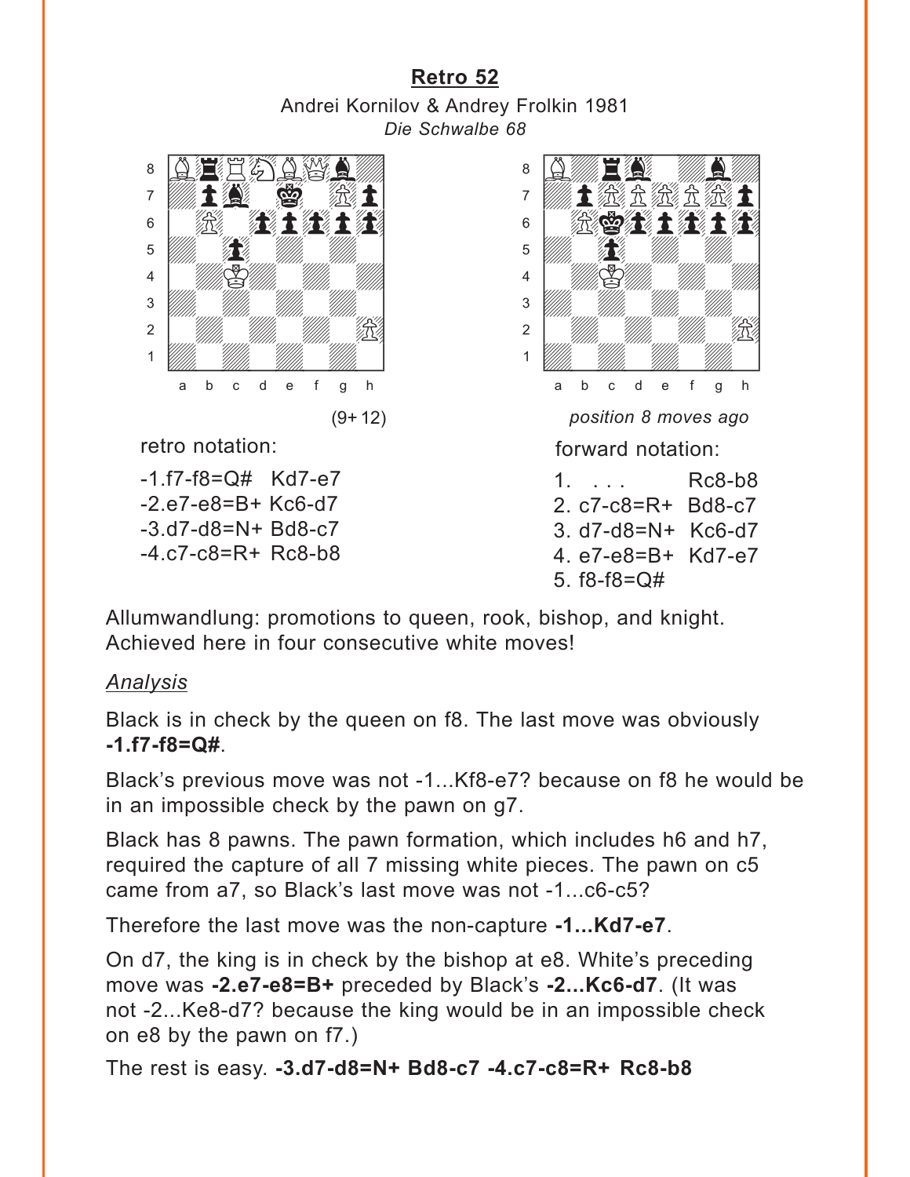## Retro 52

Andrei Kornilov & Andrey Frolkin 1981
*Die Schwalbe 68*

(9+12)

*position 8 moves ago*

retro notation:

-1.f7-f8=Q# Kd7-e7
-2.e7-e8=B+ Kc6-d7
-3.d7-d8=N+ Bd8-c7
-4.c7-c8=R+ Rc8-b8

forward notation:

1. . . . Rc8-b8
2. c7-c8=R+ Bd8-c7
3. d7-d8=N+ Kc6-d7
4. e7-e8=B+ Kd7-e7
5. f8-f8=Q#

Allumwandlung: promotions to queen, rook, bishop, and knight. Achieved here in four consecutive white moves!

*Analysis*

Black is in check by the queen on f8. The last move was obviously **-1.f7-f8=Q#**.

Black's previous move was not -1...Kf8-e7? because on f8 he would be in an impossible check by the pawn on g7.

Black has 8 pawns. The pawn formation, which includes h6 and h7, required the capture of all 7 missing white pieces. The pawn on c5 came from a7, so Black's last move was not -1...c6-c5?

Therefore the last move was the non-capture **-1...Kd7-e7**.

On d7, the king is in check by the bishop at e8. White's preceding move was **-2.e7-e8=B+** preceded by Black's **-2...Kc6-d7**. (It was not -2...Ke8-d7? because the king would be in an impossible check on e8 by the pawn on f7.)

The rest is easy. **-3.d7-d8=N+ Bd8-c7 -4.c7-c8=R+ Rc8-b8**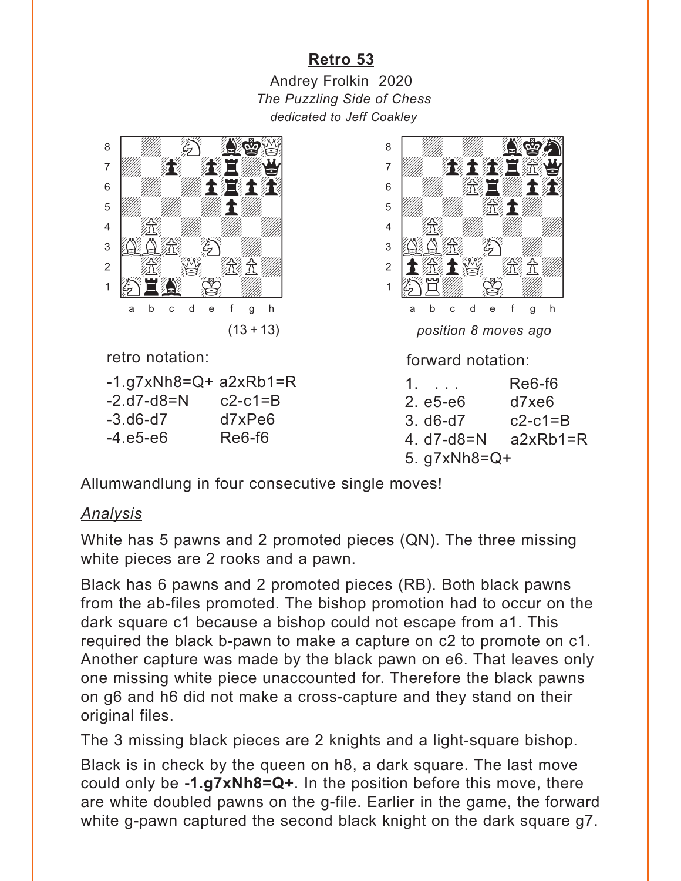## Retro 53

Andrey Frolkin 2020
*The Puzzling Side of Chess*
*dedicated to Jeff Coakley*

(13 + 13)

*position 8 moves ago*

retro notation:

| | | |
|---|---|---|
| -1.g7xNh8=Q+ | a2xRb1=R |
| -2.d7-d8=N | c2-c1=B |
| -3.d6-d7 | d7xPe6 |
| -4.e5-e6 | Re6-f6 |

forward notation:

| | | |
|---|---|---|
| 1. | . . . | Re6-f6 |
| 2. | e5-e6 | d7xe6 |
| 3. | d6-d7 | c2-c1=B |
| 4. | d7-d8=N | a2xRb1=R |
| 5. | g7xNh8=Q+ | |

Allumwandlung in four consecutive single moves!

*Analysis*

White has 5 pawns and 2 promoted pieces (QN). The three missing white pieces are 2 rooks and a pawn.

Black has 6 pawns and 2 promoted pieces (RB). Both black pawns from the ab-files promoted. The bishop promotion had to occur on the dark square c1 because a bishop could not escape from a1. This required the black b-pawn to make a capture on c2 to promote on c1. Another capture was made by the black pawn on e6. That leaves only one missing white piece unaccounted for. Therefore the black pawns on g6 and h6 did not make a cross-capture and they stand on their original files.

The 3 missing black pieces are 2 knights and a light-square bishop.

Black is in check by the queen on h8, a dark square. The last move could only be **-1.g7xNh8=Q+**. In the position before this move, there are white doubled pawns on the g-file. Earlier in the game, the forward white g-pawn captured the second black knight on the dark square g7.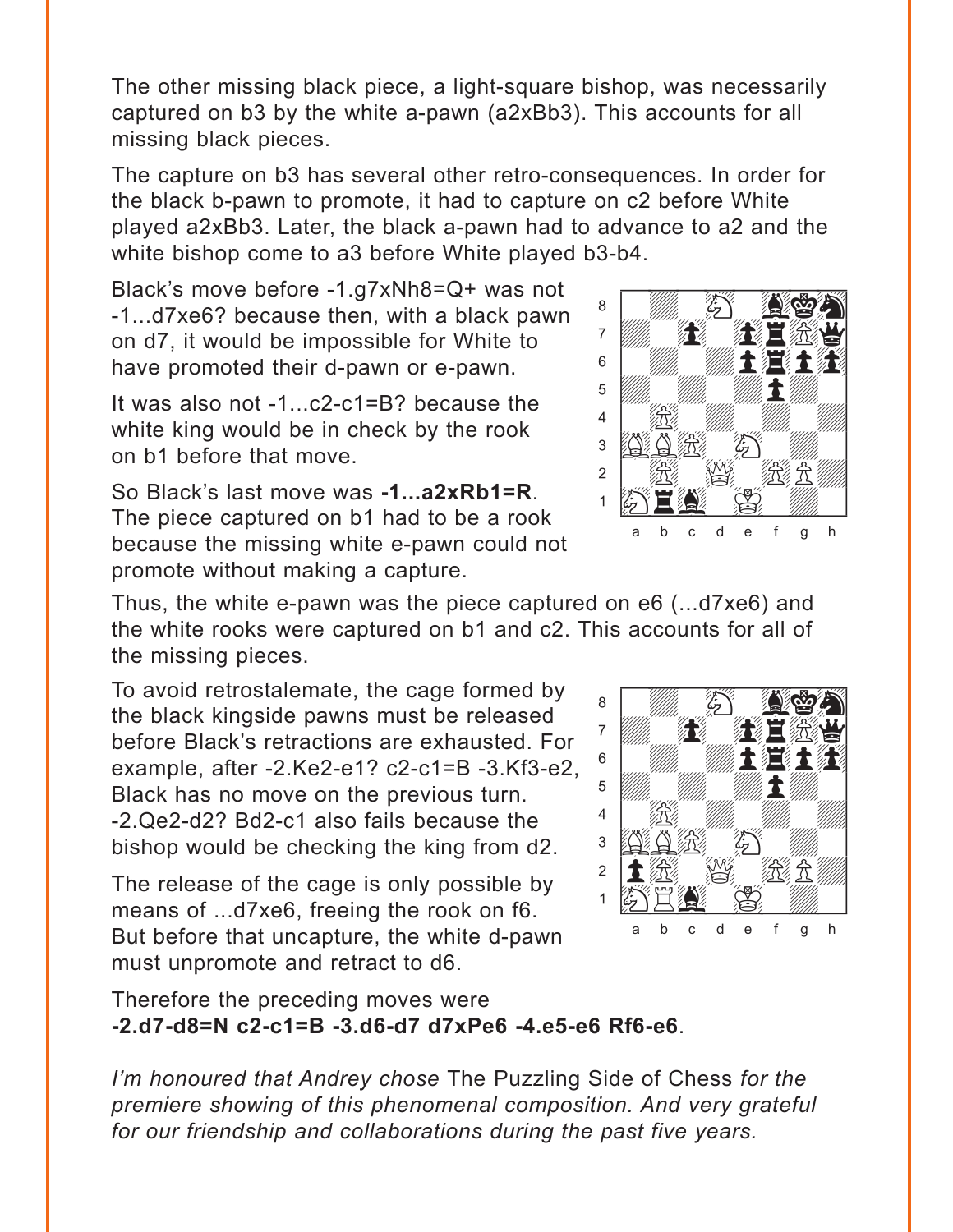The other missing black piece, a light-square bishop, was necessarily captured on b3 by the white a-pawn (a2xBb3). This accounts for all missing black pieces.

The capture on b3 has several other retro-consequences. In order for the black b-pawn to promote, it had to capture on c2 before White played a2xBb3. Later, the black a-pawn had to advance to a2 and the white bishop come to a3 before White played b3-b4.

Black's move before -1.g7xNh8=Q+ was not -1...d7xe6? because then, with a black pawn on d7, it would be impossible for White to have promoted their d-pawn or e-pawn.

It was also not -1...c2-c1=B? because the white king would be in check by the rook on b1 before that move.

So Black's last move was **-1...a2xRb1=R**. The piece captured on b1 had to be a rook because the missing white e-pawn could not promote without making a capture.

Thus, the white e-pawn was the piece captured on e6 (...d7xe6) and the white rooks were captured on b1 and c2. This accounts for all of the missing pieces.

To avoid retrostalemate, the cage formed by the black kingside pawns must be released before Black's retractions are exhausted. For example, after -2.Ke2-e1? c2-c1=B -3.Kf3-e2, Black has no move on the previous turn. -2.Qe2-d2? Bd2-c1 also fails because the bishop would be checking the king from d2.

The release of the cage is only possible by means of ...d7xe6, freeing the rook on f6. But before that uncapture, the white d-pawn must unpromote and retract to d6.

Therefore the preceding moves were **-2.d7-d8=N c2-c1=B -3.d6-d7 d7xPe6 -4.e5-e6 Rf6-e6**.

*I'm honoured that Andrey chose* The Puzzling Side of Chess *for the premiere showing of this phenomenal composition. And very grateful for our friendship and collaborations during the past five years.*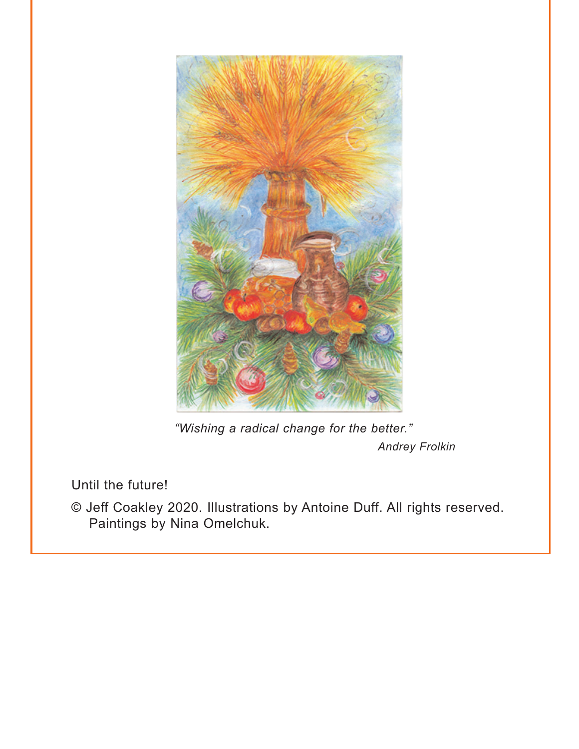*"Wishing a radical change for the better."*

*Andrey Frolkin*

Until the future!

© Jeff Coakley 2020. Illustrations by Antoine Duff. All rights reserved. Paintings by Nina Omelchuk.